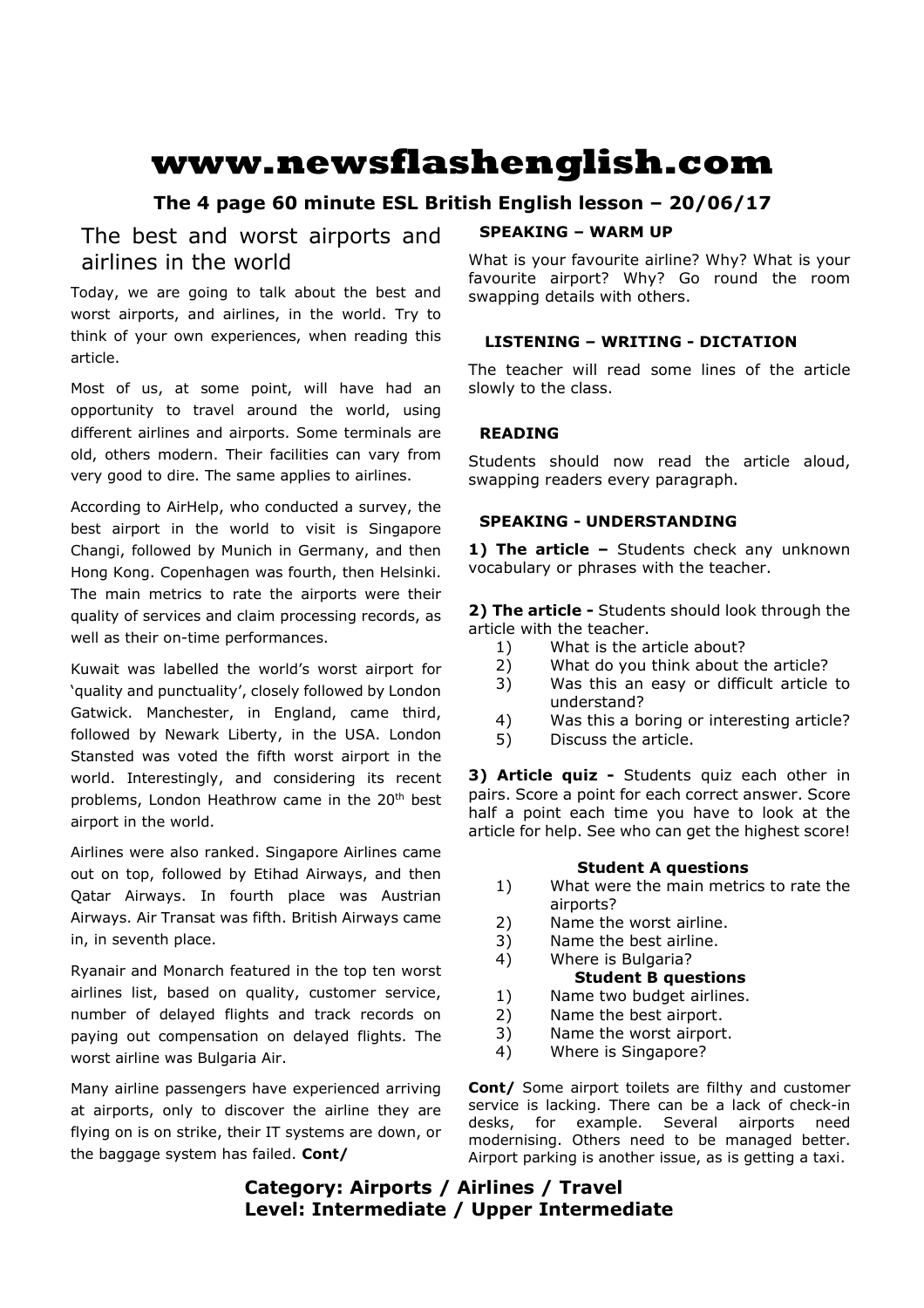# www.newsflashenglish.com

**The 4 page 60 minute ESL British English lesson – 20/06/17**

## The best and worst airports and airlines in the world

Today, we are going to talk about the best and worst airports, and airlines, in the world. Try to think of your own experiences, when reading this article.

Most of us, at some point, will have had an opportunity to travel around the world, using different airlines and airports. Some terminals are old, others modern. Their facilities can vary from very good to dire. The same applies to airlines.

According to AirHelp, who conducted a survey, the best airport in the world to visit is Singapore Changi, followed by Munich in Germany, and then Hong Kong. Copenhagen was fourth, then Helsinki. The main metrics to rate the airports were their quality of services and claim processing records, as well as their on-time performances.

Kuwait was labelled the world's worst airport for 'quality and punctuality', closely followed by London Gatwick. Manchester, in England, came third, followed by Newark Liberty, in the USA. London Stansted was voted the fifth worst airport in the world. Interestingly, and considering its recent problems, London Heathrow came in the 20th best airport in the world.

Airlines were also ranked. Singapore Airlines came out on top, followed by Etihad Airways, and then Qatar Airways. In fourth place was Austrian Airways. Air Transat was fifth. British Airways came in, in seventh place.

Ryanair and Monarch featured in the top ten worst airlines list, based on quality, customer service, number of delayed flights and track records on paying out compensation on delayed flights. The worst airline was Bulgaria Air.

Many airline passengers have experienced arriving at airports, only to discover the airline they are flying on is on strike, their IT systems are down, or the baggage system has failed. **Cont/**

### SPEAKING – WARM UP

What is your favourite airline? Why? What is your favourite airport? Why? Go round the room swapping details with others.

### LISTENING – WRITING - DICTATION

The teacher will read some lines of the article slowly to the class.

### READING

Students should now read the article aloud, swapping readers every paragraph.

### SPEAKING - UNDERSTANDING

**1) The article –** Students check any unknown vocabulary or phrases with the teacher.

**2) The article -** Students should look through the article with the teacher.

1) What is the article about?
2) What do you think about the article?
3) Was this an easy or difficult article to understand?
4) Was this a boring or interesting article?
5) Discuss the article.

**3) Article quiz -** Students quiz each other in pairs. Score a point for each correct answer. Score half a point each time you have to look at the article for help. See who can get the highest score!

**Student A questions**

1) What were the main metrics to rate the airports?
2) Name the worst airline.
3) Name the best airline.
4) Where is Bulgaria?

**Student B questions**

1) Name two budget airlines.
2) Name the best airport.
3) Name the worst airport.
4) Where is Singapore?

**Cont/** Some airport toilets are filthy and customer service is lacking. There can be a lack of check-in desks, for example. Several airports need modernising. Others need to be managed better. Airport parking is another issue, as is getting a taxi.

**Category: Airports / Airlines / Travel**
**Level: Intermediate / Upper Intermediate**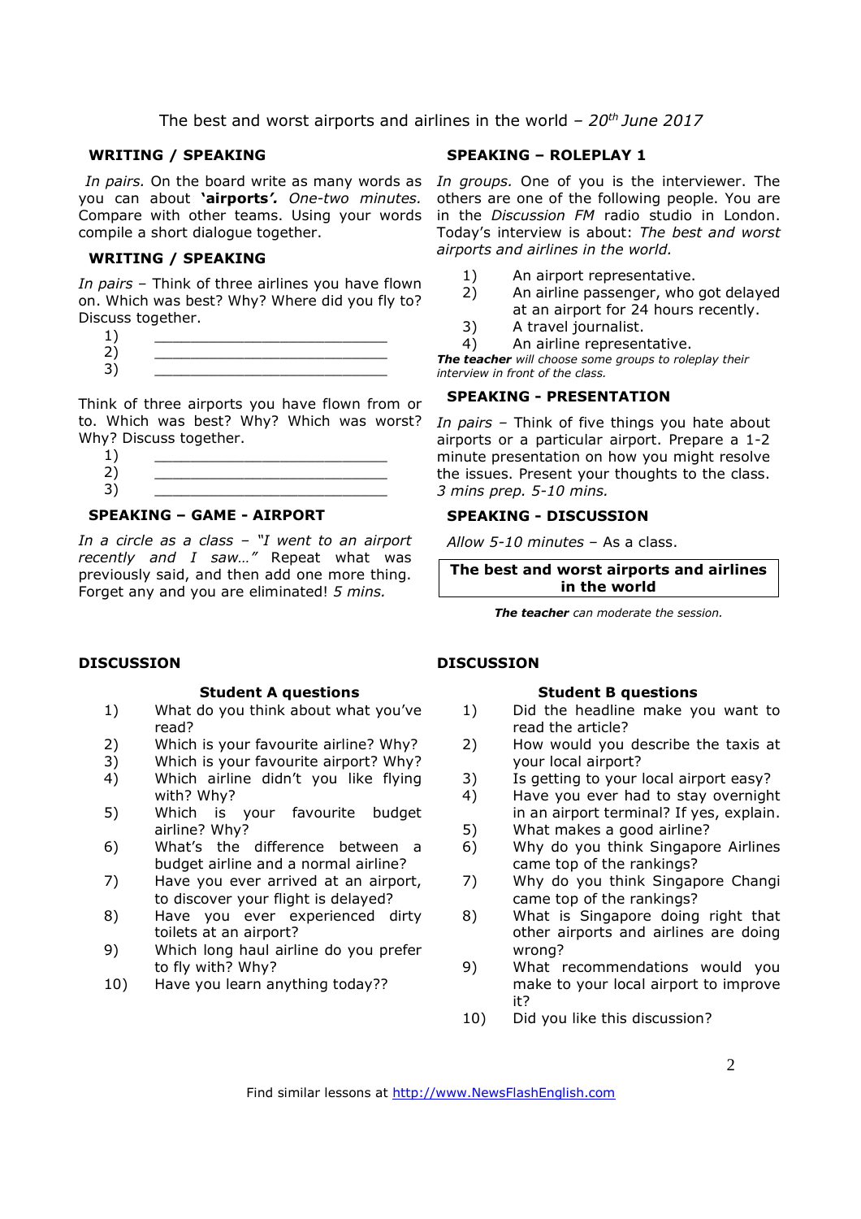The best and worst airports and airlines in the world – *20th June 2017*

## WRITING / SPEAKING

*In pairs.* On the board write as many words as you can about **'airports'.** *One-two minutes.* Compare with other teams. Using your words compile a short dialogue together.

## WRITING / SPEAKING

*In pairs* – Think of three airlines you have flown on. Which was best? Why? Where did you fly to? Discuss together.

1) ___________________________
2) ___________________________
3) ___________________________

Think of three airports you have flown from or to. Which was best? Why? Which was worst? Why? Discuss together.

1) ___________________________
2) ___________________________
3) ___________________________

## SPEAKING – GAME - AIRPORT

*In a circle as a class – "I went to an airport recently and I saw…"* Repeat what was previously said, and then add one more thing. Forget any and you are eliminated! *5 mins.*

## SPEAKING – ROLEPLAY 1

*In groups.* One of you is the interviewer. The others are one of the following people. You are in the *Discussion FM* radio studio in London. Today's interview is about: *The best and worst airports and airlines in the world.*

1) An airport representative.
2) An airline passenger, who got delayed at an airport for 24 hours recently.
3) A travel journalist.
4) An airline representative.

***The teacher*** *will choose some groups to roleplay their interview in front of the class.*

## SPEAKING - PRESENTATION

*In pairs* – Think of five things you hate about airports or a particular airport. Prepare a 1-2 minute presentation on how you might resolve the issues. Present your thoughts to the class. *3 mins prep. 5-10 mins.*

## SPEAKING - DISCUSSION

*Allow 5-10 minutes* – As a class.

**The best and worst airports and airlines in the world**

***The teacher*** *can moderate the session.*

## DISCUSSION

### Student A questions

1) What do you think about what you've read?
2) Which is your favourite airline? Why?
3) Which is your favourite airport? Why?
4) Which airline didn't you like flying with? Why?
5) Which is your favourite budget airline? Why?
6) What's the difference between a budget airline and a normal airline?
7) Have you ever arrived at an airport, to discover your flight is delayed?
8) Have you ever experienced dirty toilets at an airport?
9) Which long haul airline do you prefer to fly with? Why?
10) Have you learn anything today??

## DISCUSSION

### Student B questions

1) Did the headline make you want to read the article?
2) How would you describe the taxis at your local airport?
3) Is getting to your local airport easy?
4) Have you ever had to stay overnight in an airport terminal? If yes, explain.
5) What makes a good airline?
6) Why do you think Singapore Airlines came top of the rankings?
7) Why do you think Singapore Changi came top of the rankings?
8) What is Singapore doing right that other airports and airlines are doing wrong?
9) What recommendations would you make to your local airport to improve it?
10) Did you like this discussion?

Find similar lessons at http://www.NewsFlashEnglish.com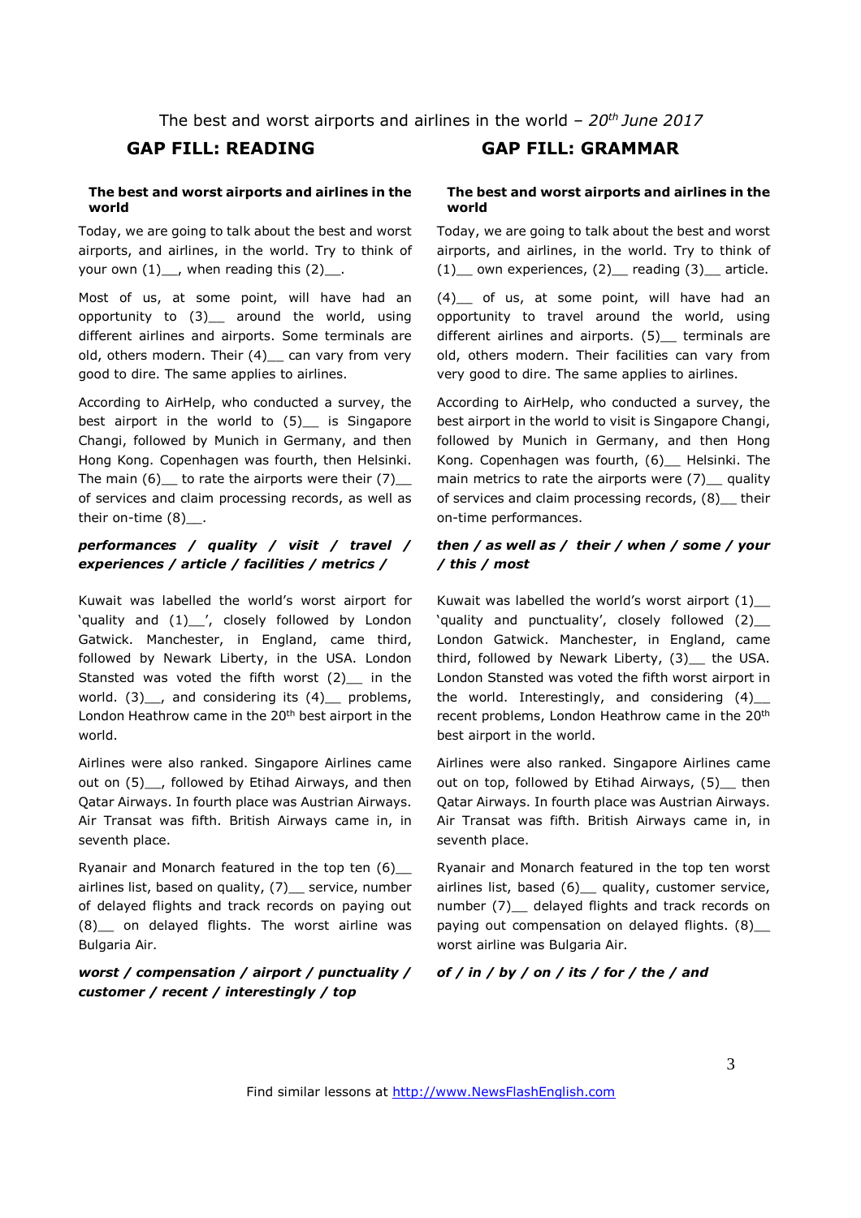The best and worst airports and airlines in the world – *20th June 2017*

## GAP FILL: READING

**The best and worst airports and airlines in the world**

Today, we are going to talk about the best and worst airports, and airlines, in the world. Try to think of your own (1)__, when reading this (2)__.

Most of us, at some point, will have had an opportunity to (3)__ around the world, using different airlines and airports. Some terminals are old, others modern. Their (4)__ can vary from very good to dire. The same applies to airlines.

According to AirHelp, who conducted a survey, the best airport in the world to (5)__ is Singapore Changi, followed by Munich in Germany, and then Hong Kong. Copenhagen was fourth, then Helsinki. The main (6)__ to rate the airports were their (7)__ of services and claim processing records, as well as their on-time (8)__.

***performances / quality / visit / travel / experiences / article / facilities / metrics /***

Kuwait was labelled the world's worst airport for 'quality and (1)__', closely followed by London Gatwick. Manchester, in England, came third, followed by Newark Liberty, in the USA. London Stansted was voted the fifth worst (2)__ in the world. (3)__, and considering its (4)__ problems, London Heathrow came in the 20th best airport in the world.

Airlines were also ranked. Singapore Airlines came out on (5)__, followed by Etihad Airways, and then Qatar Airways. In fourth place was Austrian Airways. Air Transat was fifth. British Airways came in, in seventh place.

Ryanair and Monarch featured in the top ten (6)__ airlines list, based on quality, (7)__ service, number of delayed flights and track records on paying out (8)__ on delayed flights. The worst airline was Bulgaria Air.

***worst / compensation / airport / punctuality / customer / recent / interestingly / top***

## GAP FILL: GRAMMAR

**The best and worst airports and airlines in the world**

Today, we are going to talk about the best and worst airports, and airlines, in the world. Try to think of (1)__ own experiences, (2)__ reading (3)__ article.

(4)__ of us, at some point, will have had an opportunity to travel around the world, using different airlines and airports. (5)__ terminals are old, others modern. Their facilities can vary from very good to dire. The same applies to airlines.

According to AirHelp, who conducted a survey, the best airport in the world to visit is Singapore Changi, followed by Munich in Germany, and then Hong Kong. Copenhagen was fourth, (6)__ Helsinki. The main metrics to rate the airports were (7)__ quality of services and claim processing records, (8)__ their on-time performances.

***then / as well as / their / when / some / your / this / most***

Kuwait was labelled the world's worst airport (1)__ 'quality and punctuality', closely followed (2)__ London Gatwick. Manchester, in England, came third, followed by Newark Liberty, (3)__ the USA. London Stansted was voted the fifth worst airport in the world. Interestingly, and considering (4)__ recent problems, London Heathrow came in the 20th best airport in the world.

Airlines were also ranked. Singapore Airlines came out on top, followed by Etihad Airways, (5)__ then Qatar Airways. In fourth place was Austrian Airways. Air Transat was fifth. British Airways came in, in seventh place.

Ryanair and Monarch featured in the top ten worst airlines list, based (6)__ quality, customer service, number (7)__ delayed flights and track records on paying out compensation on delayed flights. (8)__ worst airline was Bulgaria Air.

***of / in / by / on / its / for / the / and***

Find similar lessons at http://www.NewsFlashEnglish.com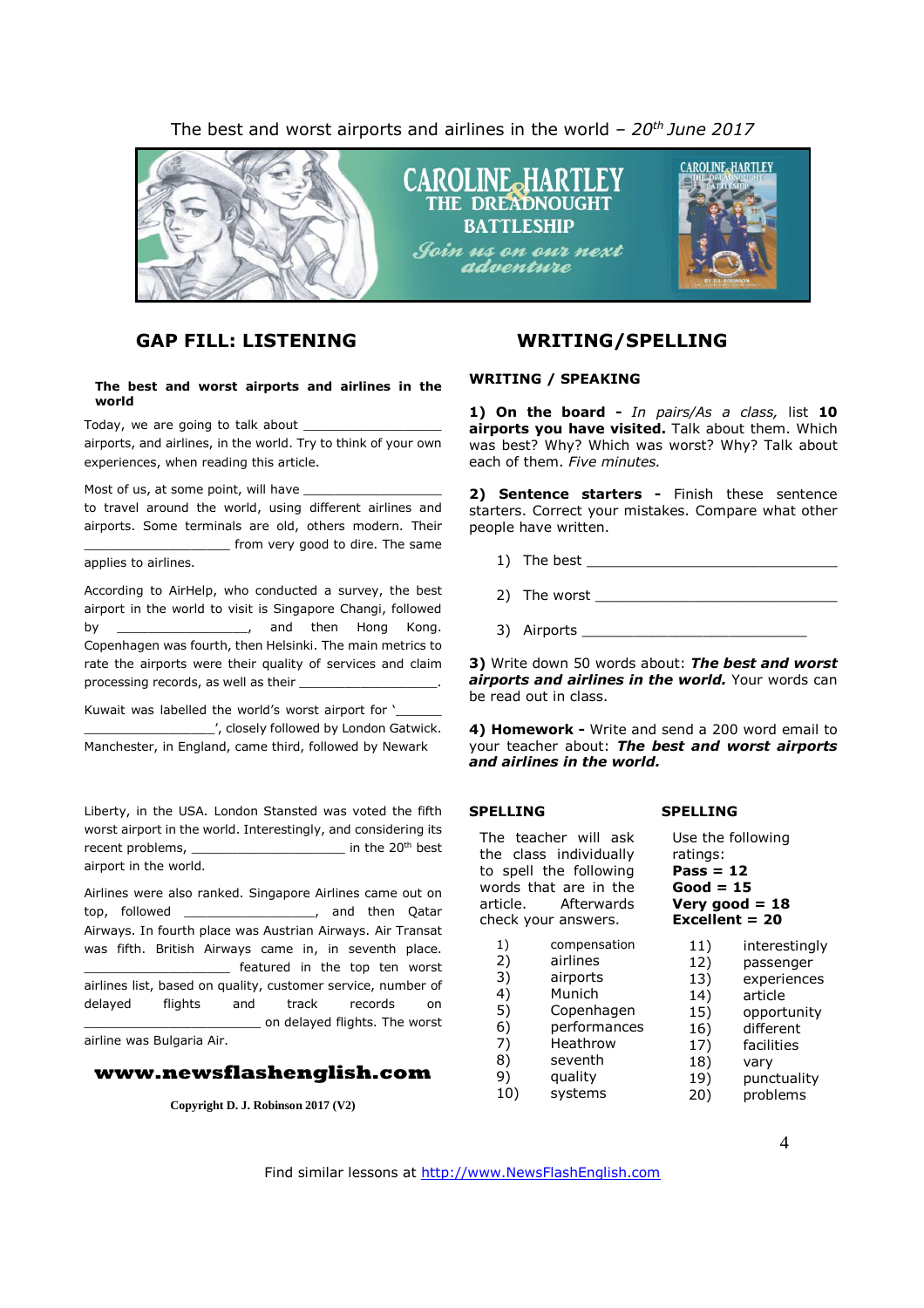## GAP FILL: LISTENING

**The best and worst airports and airlines in the world**

Today, we are going to talk about ________________ airports, and airlines, in the world. Try to think of your own experiences, when reading this article.

Most of us, at some point, will have ________________ to travel around the world, using different airlines and airports. Some terminals are old, others modern. Their ________________ from very good to dire. The same applies to airlines.

According to AirHelp, who conducted a survey, the best airport in the world to visit is Singapore Changi, followed by ________________, and then Hong Kong. Copenhagen was fourth, then Helsinki. The main metrics to rate the airports were their quality of services and claim processing records, as well as their ________________.

Kuwait was labelled the world's worst airport for '______ ________________', closely followed by London Gatwick. Manchester, in England, came third, followed by Newark

Liberty, in the USA. London Stansted was voted the fifth worst airport in the world. Interestingly, and considering its recent problems, ________________ in the 20th best airport in the world.

Airlines were also ranked. Singapore Airlines came out on top, followed ________________, and then Qatar Airways. In fourth place was Austrian Airways. Air Transat was fifth. British Airways came in, in seventh place. ________________ featured in the top ten worst airlines list, based on quality, customer service, number of delayed flights and track records on ________________ on delayed flights. The worst airline was Bulgaria Air.

**www.newsflashenglish.com**

Copyright D. J. Robinson 2017 (V2)

## WRITING/SPELLING

**WRITING / SPEAKING**

**1) On the board -** *In pairs/As a class,* list **10 airports you have visited.** Talk about them. Which was best? Why? Which was worst? Why? Talk about each of them. *Five minutes.*

**2) Sentence starters -** Finish these sentence starters. Correct your mistakes. Compare what other people have written.

1) The best ________________________________
2) The worst ________________________________
3) Airports ______________________________

**3)** Write down 50 words about: ***The best and worst airports and airlines in the world.*** Your words can be read out in class.

**4) Homework -** Write and send a 200 word email to your teacher about: ***The best and worst airports and airlines in the world.***

**SPELLING**

The teacher will ask the class individually to spell the following words that are in the article. Afterwards check your answers.

1) compensation
2) airlines
3) airports
4) Munich
5) Copenhagen
6) performances
7) Heathrow
8) seventh
9) quality
10) systems
11) interestingly
12) passenger
13) experiences
14) article
15) opportunity
16) different
17) facilities
18) vary
19) punctuality
20) problems

**SPELLING**

Use the following ratings:
**Pass = 12**
**Good = 15**
**Very good = 18**
**Excellent = 20**